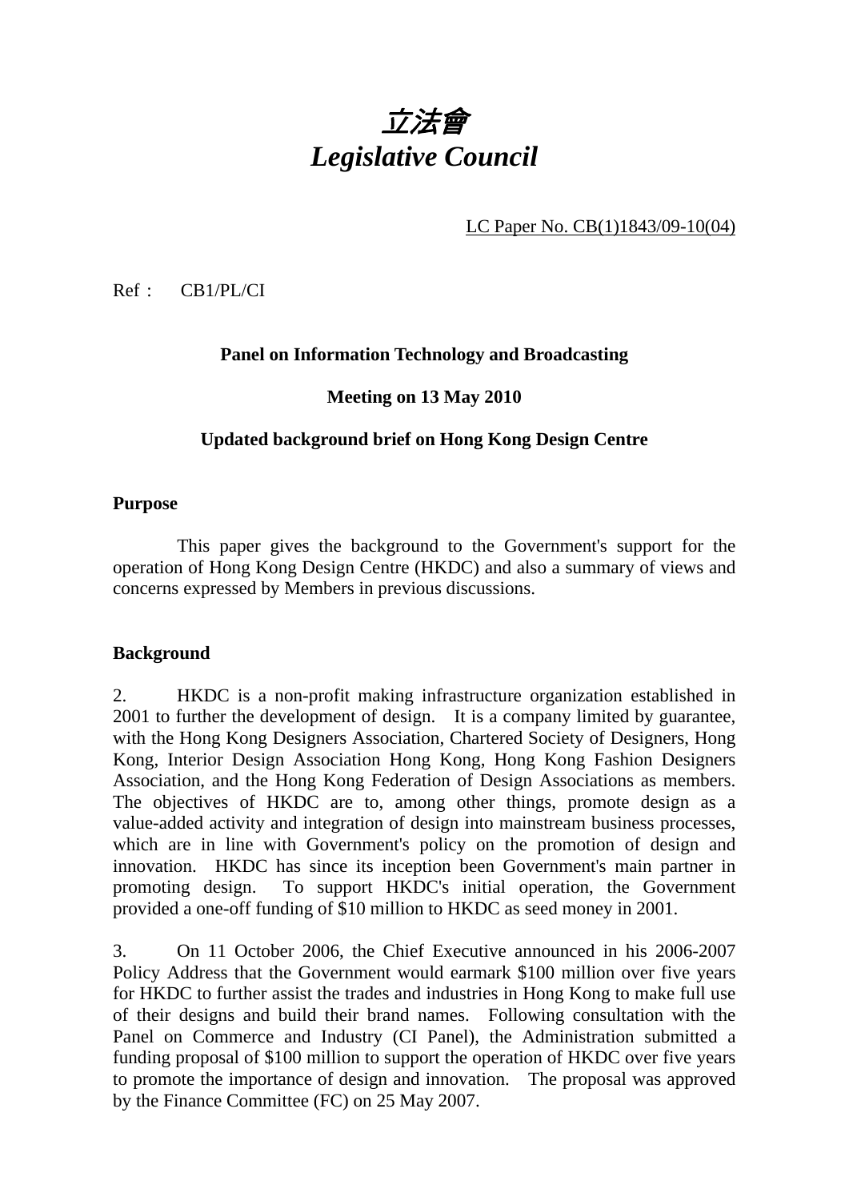# *立法會*
# *Legislative Council*

LC Paper No. CB(1)1843/09-10(04)

Ref : CB1/PL/CI

**Panel on Information Technology and Broadcasting**

**Meeting on 13 May 2010**

**Updated background brief on Hong Kong Design Centre**

**Purpose**

This paper gives the background to the Government's support for the operation of Hong Kong Design Centre (HKDC) and also a summary of views and concerns expressed by Members in previous discussions.

**Background**

2. HKDC is a non-profit making infrastructure organization established in 2001 to further the development of design. It is a company limited by guarantee, with the Hong Kong Designers Association, Chartered Society of Designers, Hong Kong, Interior Design Association Hong Kong, Hong Kong Fashion Designers Association, and the Hong Kong Federation of Design Associations as members. The objectives of HKDC are to, among other things, promote design as a value-added activity and integration of design into mainstream business processes, which are in line with Government's policy on the promotion of design and innovation. HKDC has since its inception been Government's main partner in promoting design. To support HKDC's initial operation, the Government provided a one-off funding of $10 million to HKDC as seed money in 2001.

3. On 11 October 2006, the Chief Executive announced in his 2006-2007 Policy Address that the Government would earmark $100 million over five years for HKDC to further assist the trades and industries in Hong Kong to make full use of their designs and build their brand names. Following consultation with the Panel on Commerce and Industry (CI Panel), the Administration submitted a funding proposal of $100 million to support the operation of HKDC over five years to promote the importance of design and innovation. The proposal was approved by the Finance Committee (FC) on 25 May 2007.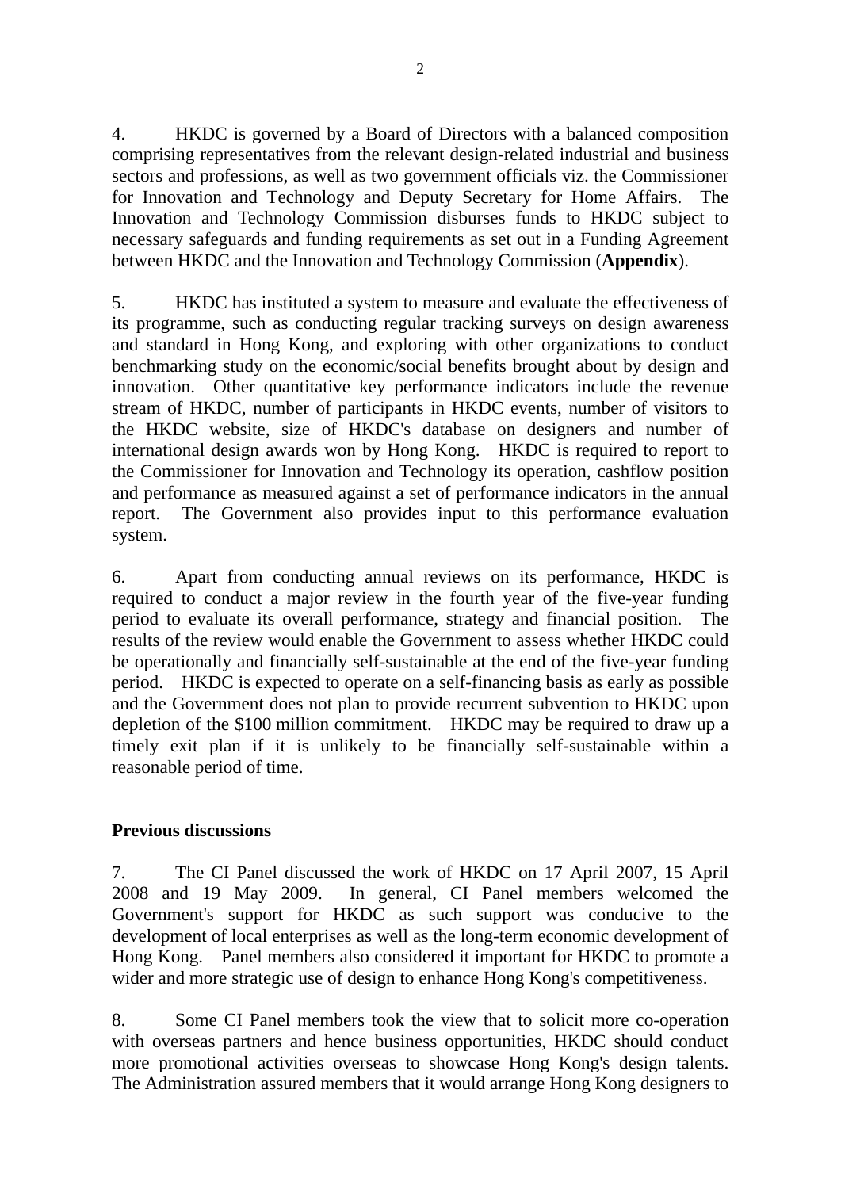4. HKDC is governed by a Board of Directors with a balanced composition comprising representatives from the relevant design-related industrial and business sectors and professions, as well as two government officials viz. the Commissioner for Innovation and Technology and Deputy Secretary for Home Affairs. The Innovation and Technology Commission disburses funds to HKDC subject to necessary safeguards and funding requirements as set out in a Funding Agreement between HKDC and the Innovation and Technology Commission (**Appendix**).

5. HKDC has instituted a system to measure and evaluate the effectiveness of its programme, such as conducting regular tracking surveys on design awareness and standard in Hong Kong, and exploring with other organizations to conduct benchmarking study on the economic/social benefits brought about by design and innovation. Other quantitative key performance indicators include the revenue stream of HKDC, number of participants in HKDC events, number of visitors to the HKDC website, size of HKDC's database on designers and number of international design awards won by Hong Kong. HKDC is required to report to the Commissioner for Innovation and Technology its operation, cashflow position and performance as measured against a set of performance indicators in the annual report. The Government also provides input to this performance evaluation system.

6. Apart from conducting annual reviews on its performance, HKDC is required to conduct a major review in the fourth year of the five-year funding period to evaluate its overall performance, strategy and financial position. The results of the review would enable the Government to assess whether HKDC could be operationally and financially self-sustainable at the end of the five-year funding period. HKDC is expected to operate on a self-financing basis as early as possible and the Government does not plan to provide recurrent subvention to HKDC upon depletion of the $100 million commitment. HKDC may be required to draw up a timely exit plan if it is unlikely to be financially self-sustainable within a reasonable period of time.

**Previous discussions**

7. The CI Panel discussed the work of HKDC on 17 April 2007, 15 April 2008 and 19 May 2009. In general, CI Panel members welcomed the Government's support for HKDC as such support was conducive to the development of local enterprises as well as the long-term economic development of Hong Kong. Panel members also considered it important for HKDC to promote a wider and more strategic use of design to enhance Hong Kong's competitiveness.

8. Some CI Panel members took the view that to solicit more co-operation with overseas partners and hence business opportunities, HKDC should conduct more promotional activities overseas to showcase Hong Kong's design talents. The Administration assured members that it would arrange Hong Kong designers to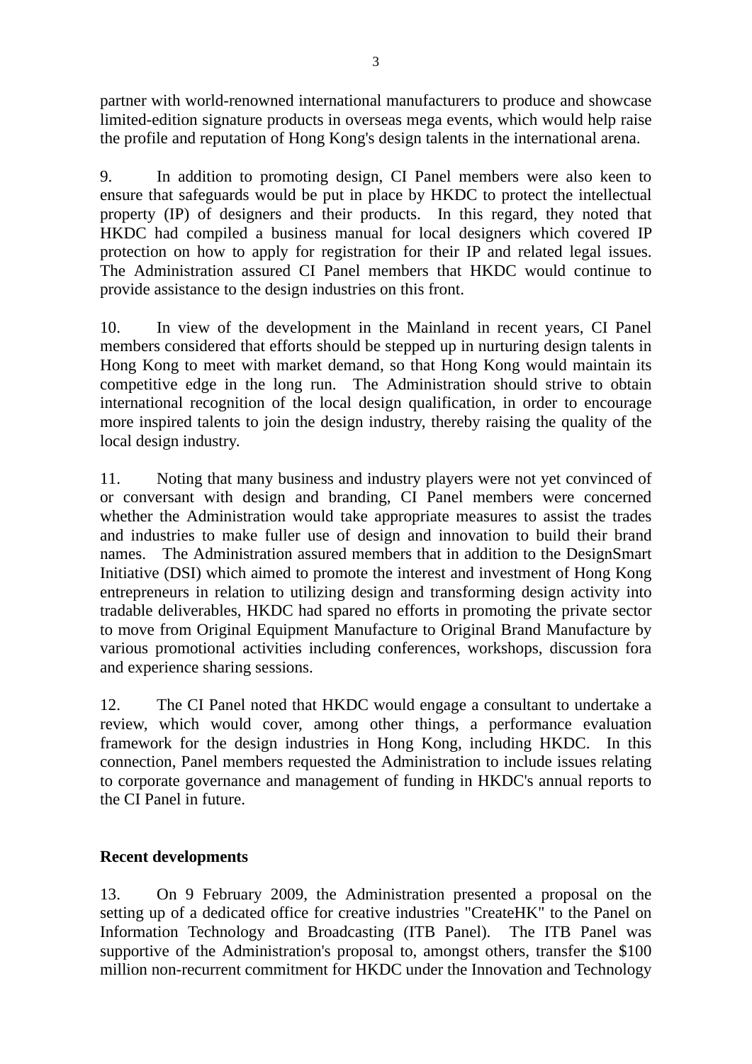partner with world-renowned international manufacturers to produce and showcase limited-edition signature products in overseas mega events, which would help raise the profile and reputation of Hong Kong's design talents in the international arena.

9. In addition to promoting design, CI Panel members were also keen to ensure that safeguards would be put in place by HKDC to protect the intellectual property (IP) of designers and their products. In this regard, they noted that HKDC had compiled a business manual for local designers which covered IP protection on how to apply for registration for their IP and related legal issues. The Administration assured CI Panel members that HKDC would continue to provide assistance to the design industries on this front.

10. In view of the development in the Mainland in recent years, CI Panel members considered that efforts should be stepped up in nurturing design talents in Hong Kong to meet with market demand, so that Hong Kong would maintain its competitive edge in the long run. The Administration should strive to obtain international recognition of the local design qualification, in order to encourage more inspired talents to join the design industry, thereby raising the quality of the local design industry.

11. Noting that many business and industry players were not yet convinced of or conversant with design and branding, CI Panel members were concerned whether the Administration would take appropriate measures to assist the trades and industries to make fuller use of design and innovation to build their brand names. The Administration assured members that in addition to the DesignSmart Initiative (DSI) which aimed to promote the interest and investment of Hong Kong entrepreneurs in relation to utilizing design and transforming design activity into tradable deliverables, HKDC had spared no efforts in promoting the private sector to move from Original Equipment Manufacture to Original Brand Manufacture by various promotional activities including conferences, workshops, discussion fora and experience sharing sessions.

12. The CI Panel noted that HKDC would engage a consultant to undertake a review, which would cover, among other things, a performance evaluation framework for the design industries in Hong Kong, including HKDC. In this connection, Panel members requested the Administration to include issues relating to corporate governance and management of funding in HKDC's annual reports to the CI Panel in future.

**Recent developments**

13. On 9 February 2009, the Administration presented a proposal on the setting up of a dedicated office for creative industries "CreateHK" to the Panel on Information Technology and Broadcasting (ITB Panel). The ITB Panel was supportive of the Administration's proposal to, amongst others, transfer the $100 million non-recurrent commitment for HKDC under the Innovation and Technology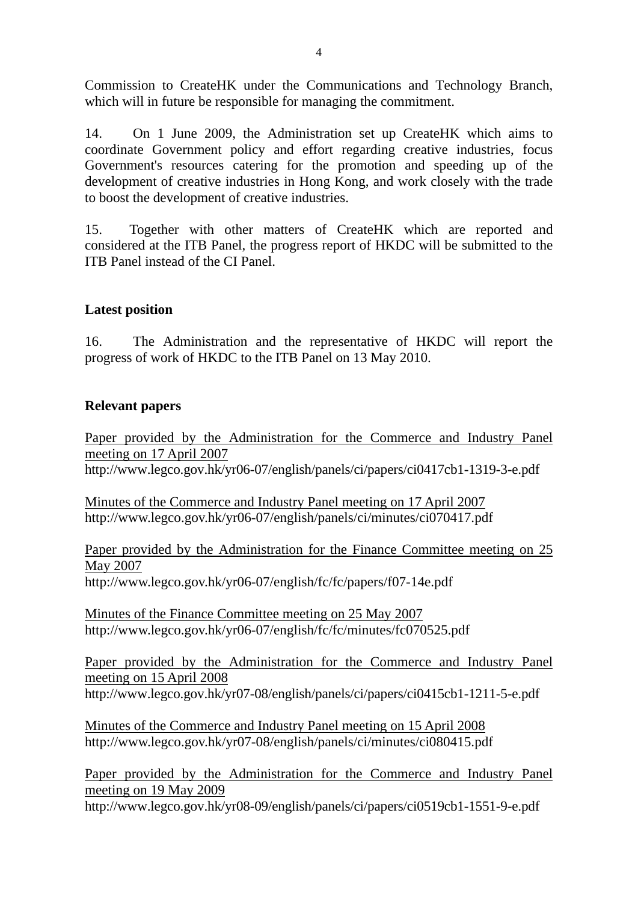Commission to CreateHK under the Communications and Technology Branch, which will in future be responsible for managing the commitment.

14. On 1 June 2009, the Administration set up CreateHK which aims to coordinate Government policy and effort regarding creative industries, focus Government's resources catering for the promotion and speeding up of the development of creative industries in Hong Kong, and work closely with the trade to boost the development of creative industries.

15. Together with other matters of CreateHK which are reported and considered at the ITB Panel, the progress report of HKDC will be submitted to the ITB Panel instead of the CI Panel.

## Latest position

16. The Administration and the representative of HKDC will report the progress of work of HKDC to the ITB Panel on 13 May 2010.

## Relevant papers

Paper provided by the Administration for the Commerce and Industry Panel meeting on 17 April 2007
http://www.legco.gov.hk/yr06-07/english/panels/ci/papers/ci0417cb1-1319-3-e.pdf

Minutes of the Commerce and Industry Panel meeting on 17 April 2007
http://www.legco.gov.hk/yr06-07/english/panels/ci/minutes/ci070417.pdf

Paper provided by the Administration for the Finance Committee meeting on 25 May 2007
http://www.legco.gov.hk/yr06-07/english/fc/fc/papers/f07-14e.pdf

Minutes of the Finance Committee meeting on 25 May 2007
http://www.legco.gov.hk/yr06-07/english/fc/fc/minutes/fc070525.pdf

Paper provided by the Administration for the Commerce and Industry Panel meeting on 15 April 2008
http://www.legco.gov.hk/yr07-08/english/panels/ci/papers/ci0415cb1-1211-5-e.pdf

Minutes of the Commerce and Industry Panel meeting on 15 April 2008
http://www.legco.gov.hk/yr07-08/english/panels/ci/minutes/ci080415.pdf

Paper provided by the Administration for the Commerce and Industry Panel meeting on 19 May 2009
http://www.legco.gov.hk/yr08-09/english/panels/ci/papers/ci0519cb1-1551-9-e.pdf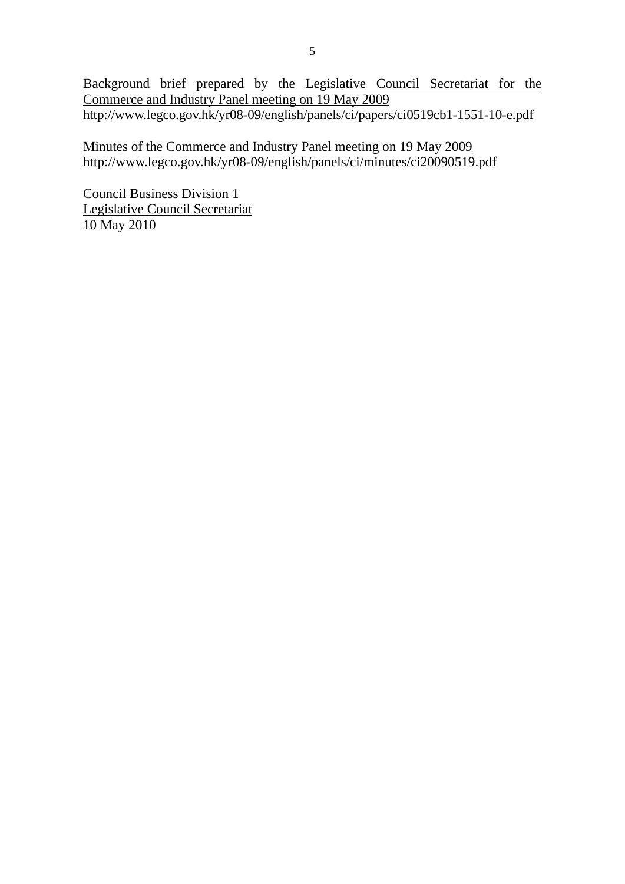<u>Background brief prepared by the Legislative Council Secretariat for the Commerce and Industry Panel meeting on 19 May 2009</u>
http://www.legco.gov.hk/yr08-09/english/panels/ci/papers/ci0519cb1-1551-10-e.pdf

<u>Minutes of the Commerce and Industry Panel meeting on 19 May 2009</u>
http://www.legco.gov.hk/yr08-09/english/panels/ci/minutes/ci20090519.pdf

Council Business Division 1
<u>Legislative Council Secretariat</u>
10 May 2010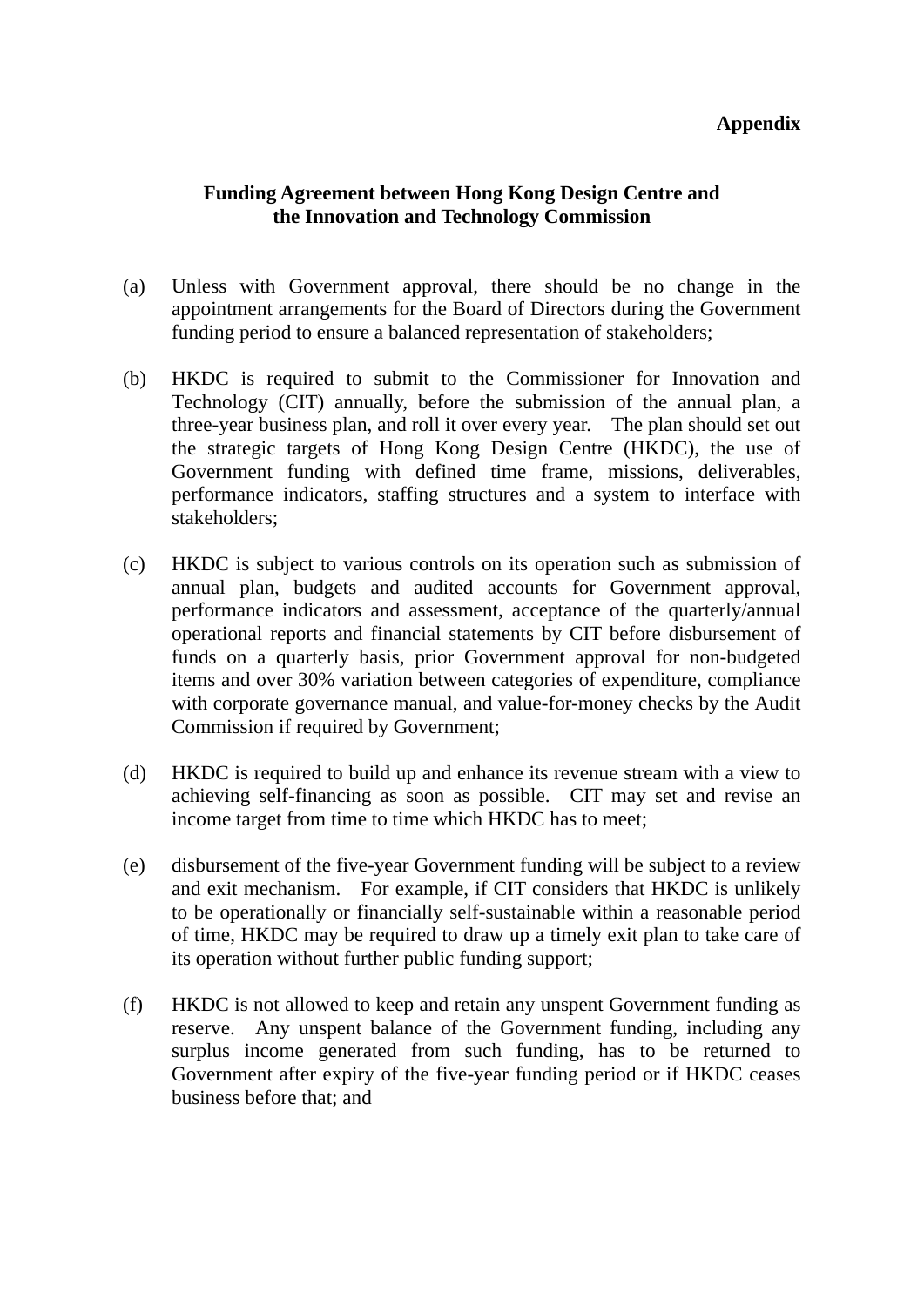**Appendix**

**Funding Agreement between Hong Kong Design Centre and the Innovation and Technology Commission**

(a) Unless with Government approval, there should be no change in the appointment arrangements for the Board of Directors during the Government funding period to ensure a balanced representation of stakeholders;

(b) HKDC is required to submit to the Commissioner for Innovation and Technology (CIT) annually, before the submission of the annual plan, a three-year business plan, and roll it over every year. The plan should set out the strategic targets of Hong Kong Design Centre (HKDC), the use of Government funding with defined time frame, missions, deliverables, performance indicators, staffing structures and a system to interface with stakeholders;

(c) HKDC is subject to various controls on its operation such as submission of annual plan, budgets and audited accounts for Government approval, performance indicators and assessment, acceptance of the quarterly/annual operational reports and financial statements by CIT before disbursement of funds on a quarterly basis, prior Government approval for non-budgeted items and over 30% variation between categories of expenditure, compliance with corporate governance manual, and value-for-money checks by the Audit Commission if required by Government;

(d) HKDC is required to build up and enhance its revenue stream with a view to achieving self-financing as soon as possible. CIT may set and revise an income target from time to time which HKDC has to meet;

(e) disbursement of the five-year Government funding will be subject to a review and exit mechanism. For example, if CIT considers that HKDC is unlikely to be operationally or financially self-sustainable within a reasonable period of time, HKDC may be required to draw up a timely exit plan to take care of its operation without further public funding support;

(f) HKDC is not allowed to keep and retain any unspent Government funding as reserve. Any unspent balance of the Government funding, including any surplus income generated from such funding, has to be returned to Government after expiry of the five-year funding period or if HKDC ceases business before that; and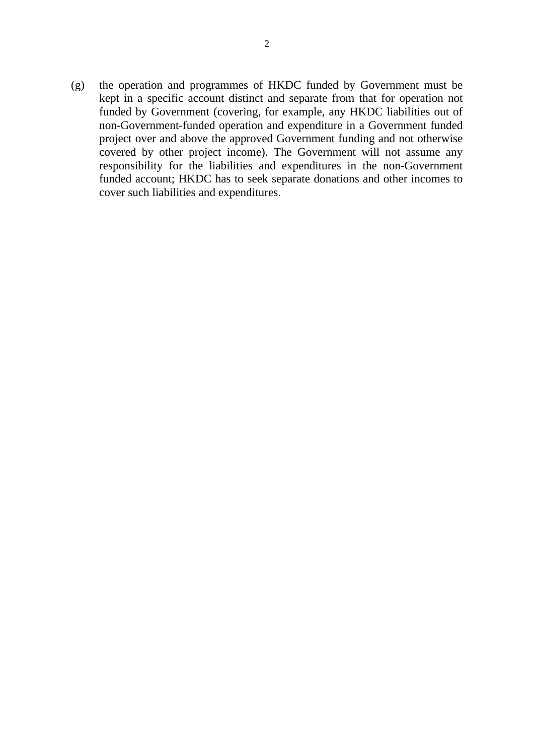(g) the operation and programmes of HKDC funded by Government must be kept in a specific account distinct and separate from that for operation not funded by Government (covering, for example, any HKDC liabilities out of non-Government-funded operation and expenditure in a Government funded project over and above the approved Government funding and not otherwise covered by other project income). The Government will not assume any responsibility for the liabilities and expenditures in the non-Government funded account; HKDC has to seek separate donations and other incomes to cover such liabilities and expenditures.